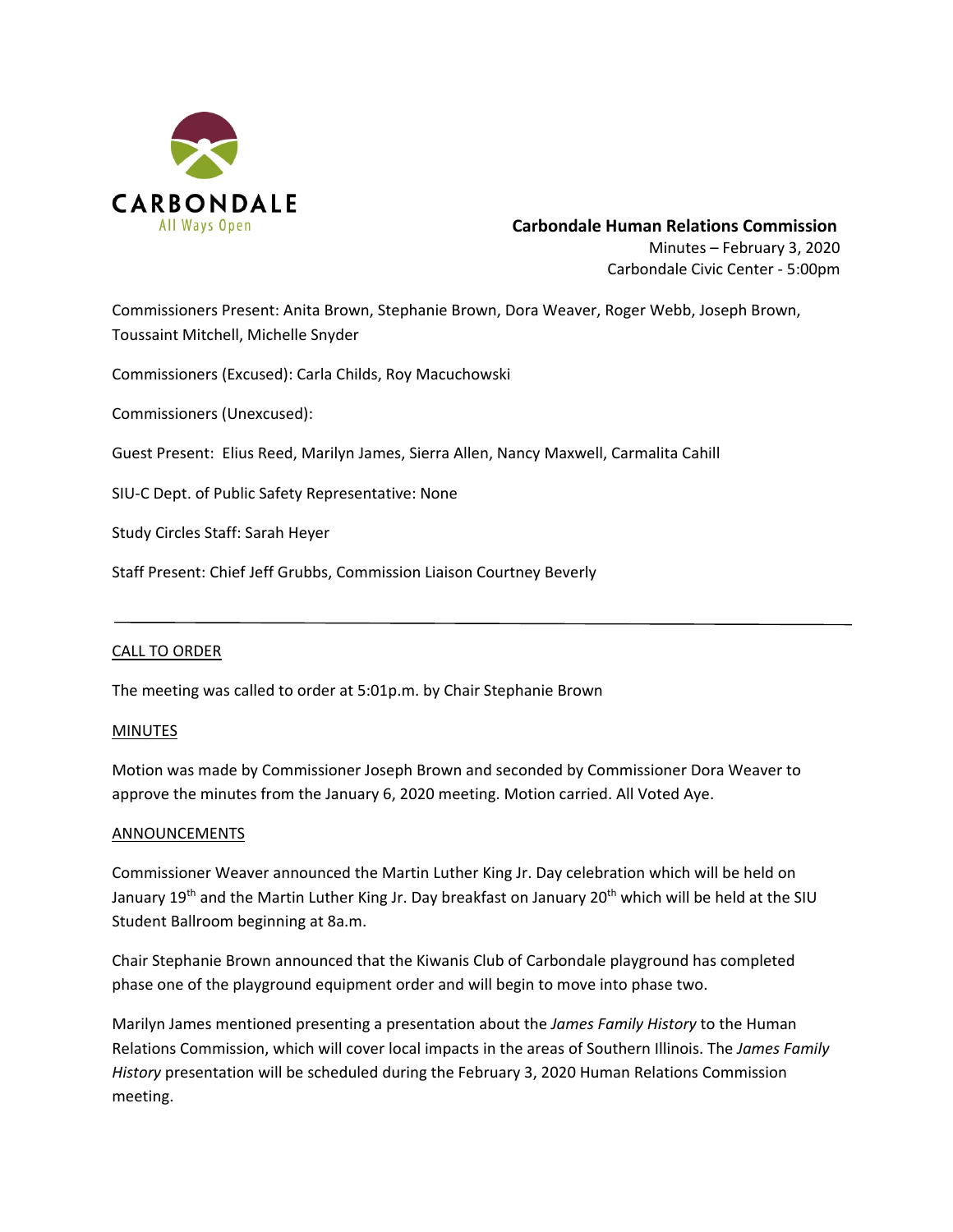CARBONDALE
All Ways Open

**Carbondale Human Relations Commission**
Minutes – February 3, 2020
Carbondale Civic Center - 5:00pm

Commissioners Present: Anita Brown, Stephanie Brown, Dora Weaver, Roger Webb, Joseph Brown, Toussaint Mitchell, Michelle Snyder

Commissioners (Excused): Carla Childs, Roy Macuchowski

Commissioners (Unexcused):

Guest Present: Elius Reed, Marilyn James, Sierra Allen, Nancy Maxwell, Carmalita Cahill

SIU-C Dept. of Public Safety Representative: None

Study Circles Staff: Sarah Heyer

Staff Present: Chief Jeff Grubbs, Commission Liaison Courtney Beverly

---

CALL TO ORDER

The meeting was called to order at 5:01p.m. by Chair Stephanie Brown

MINUTES

Motion was made by Commissioner Joseph Brown and seconded by Commissioner Dora Weaver to approve the minutes from the January 6, 2020 meeting. Motion carried. All Voted Aye.

ANNOUNCEMENTS

Commissioner Weaver announced the Martin Luther King Jr. Day celebration which will be held on January 19th and the Martin Luther King Jr. Day breakfast on January 20th which will be held at the SIU Student Ballroom beginning at 8a.m.

Chair Stephanie Brown announced that the Kiwanis Club of Carbondale playground has completed phase one of the playground equipment order and will begin to move into phase two.

Marilyn James mentioned presenting a presentation about the *James Family History* to the Human Relations Commission, which will cover local impacts in the areas of Southern Illinois. The *James Family History* presentation will be scheduled during the February 3, 2020 Human Relations Commission meeting.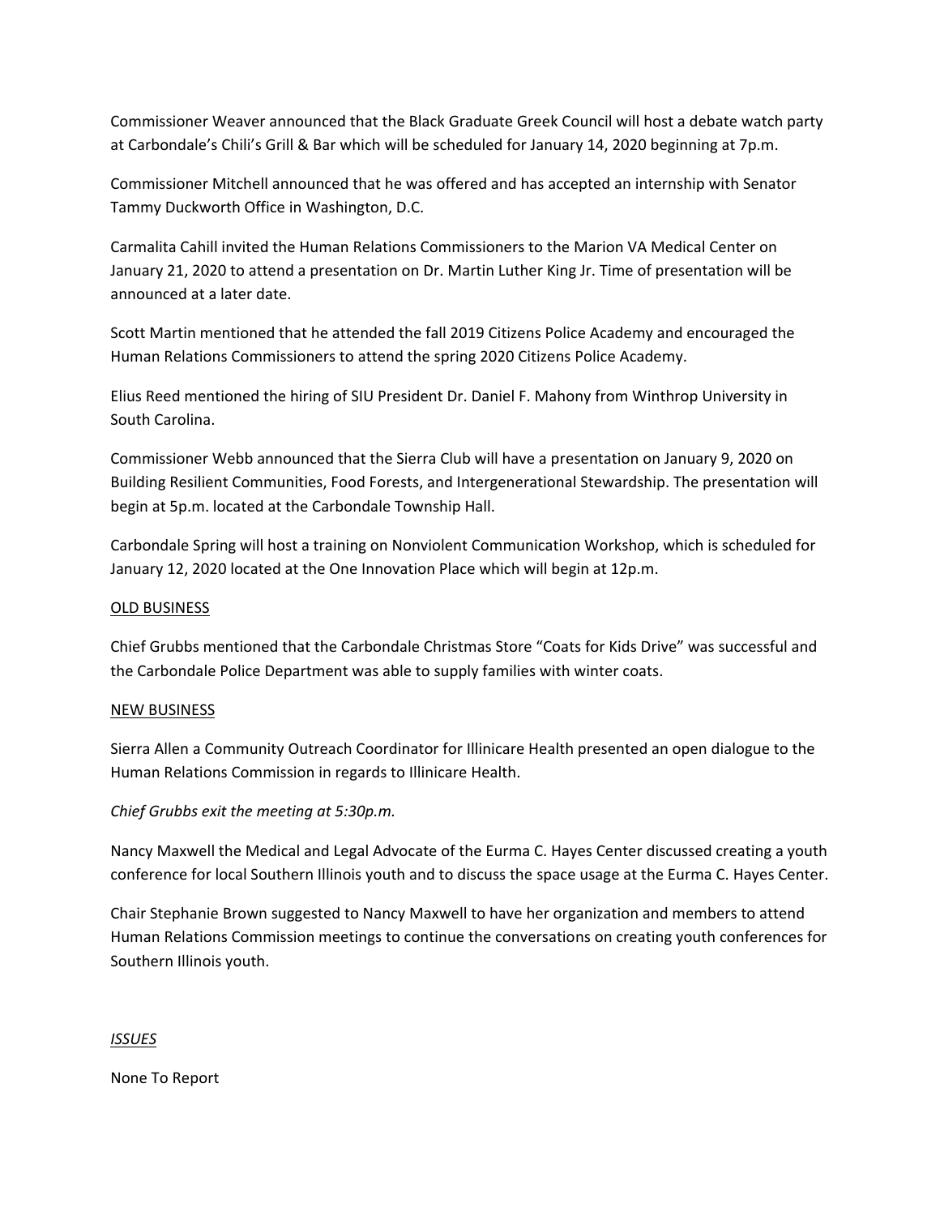Commissioner Weaver announced that the Black Graduate Greek Council will host a debate watch party at Carbondale's Chili's Grill & Bar which will be scheduled for January 14, 2020 beginning at 7p.m.

Commissioner Mitchell announced that he was offered and has accepted an internship with Senator Tammy Duckworth Office in Washington, D.C.

Carmalita Cahill invited the Human Relations Commissioners to the Marion VA Medical Center on January 21, 2020 to attend a presentation on Dr. Martin Luther King Jr. Time of presentation will be announced at a later date.

Scott Martin mentioned that he attended the fall 2019 Citizens Police Academy and encouraged the Human Relations Commissioners to attend the spring 2020 Citizens Police Academy.

Elius Reed mentioned the hiring of SIU President Dr. Daniel F. Mahony from Winthrop University in South Carolina.

Commissioner Webb announced that the Sierra Club will have a presentation on January 9, 2020 on Building Resilient Communities, Food Forests, and Intergenerational Stewardship. The presentation will begin at 5p.m. located at the Carbondale Township Hall.

Carbondale Spring will host a training on Nonviolent Communication Workshop, which is scheduled for January 12, 2020 located at the One Innovation Place which will begin at 12p.m.

<u>OLD BUSINESS</u>

Chief Grubbs mentioned that the Carbondale Christmas Store "Coats for Kids Drive" was successful and the Carbondale Police Department was able to supply families with winter coats.

<u>NEW BUSINESS</u>

Sierra Allen a Community Outreach Coordinator for Illinicare Health presented an open dialogue to the Human Relations Commission in regards to Illinicare Health.

*Chief Grubbs exit the meeting at 5:30p.m.*

Nancy Maxwell the Medical and Legal Advocate of the Eurma C. Hayes Center discussed creating a youth conference for local Southern Illinois youth and to discuss the space usage at the Eurma C. Hayes Center.

Chair Stephanie Brown suggested to Nancy Maxwell to have her organization and members to attend Human Relations Commission meetings to continue the conversations on creating youth conferences for Southern Illinois youth.

*<u>ISSUES</u>*

None To Report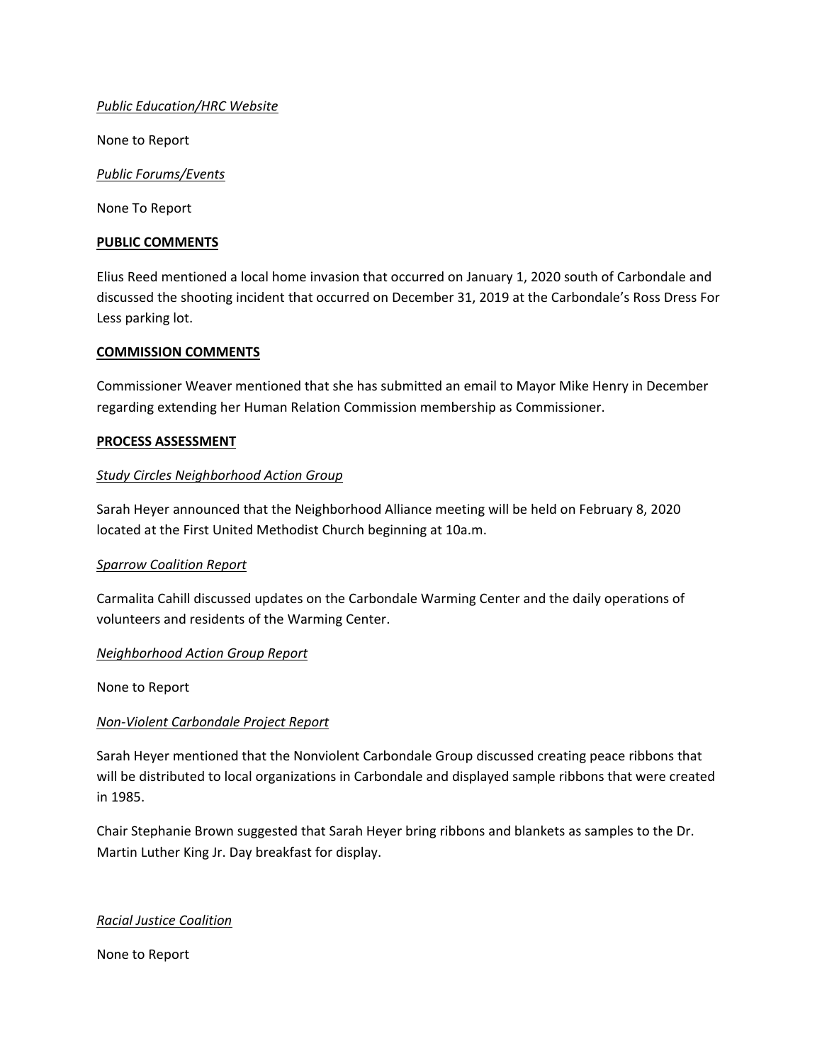*Public Education/HRC Website*

None to Report

*Public Forums/Events*

None To Report

**PUBLIC COMMENTS**

Elius Reed mentioned a local home invasion that occurred on January 1, 2020 south of Carbondale and discussed the shooting incident that occurred on December 31, 2019 at the Carbondale's Ross Dress For Less parking lot.

**COMMISSION COMMENTS**

Commissioner Weaver mentioned that she has submitted an email to Mayor Mike Henry in December regarding extending her Human Relation Commission membership as Commissioner.

**PROCESS ASSESSMENT**

*Study Circles Neighborhood Action Group*

Sarah Heyer announced that the Neighborhood Alliance meeting will be held on February 8, 2020 located at the First United Methodist Church beginning at 10a.m.

*Sparrow Coalition Report*

Carmalita Cahill discussed updates on the Carbondale Warming Center and the daily operations of volunteers and residents of the Warming Center.

*Neighborhood Action Group Report*

None to Report

*Non-Violent Carbondale Project Report*

Sarah Heyer mentioned that the Nonviolent Carbondale Group discussed creating peace ribbons that will be distributed to local organizations in Carbondale and displayed sample ribbons that were created in 1985.

Chair Stephanie Brown suggested that Sarah Heyer bring ribbons and blankets as samples to the Dr. Martin Luther King Jr. Day breakfast for display.

*Racial Justice Coalition*

None to Report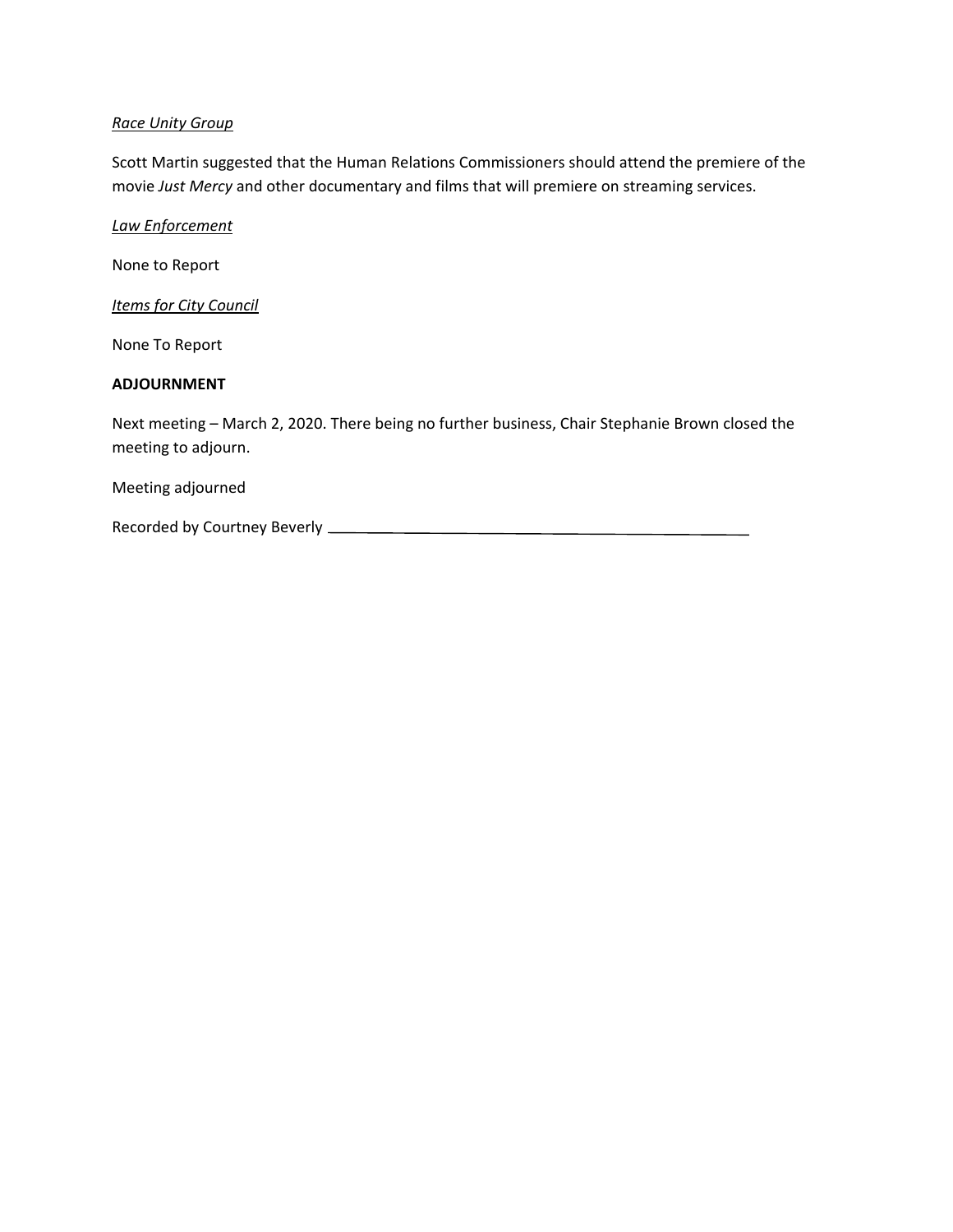*Race Unity Group*

Scott Martin suggested that the Human Relations Commissioners should attend the premiere of the movie *Just Mercy* and other documentary and films that will premiere on streaming services.

*Law Enforcement*

None to Report

*Items for City Council*

None To Report

**ADJOURNMENT**

Next meeting – March 2, 2020. There being no further business, Chair Stephanie Brown closed the meeting to adjourn.

Meeting adjourned

Recorded by Courtney Beverly ______________________________________________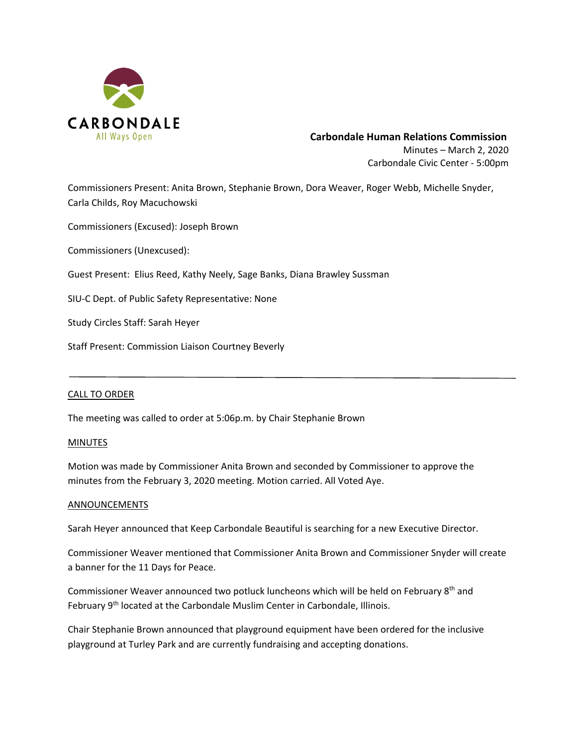CARBONDALE
All Ways Open

**Carbondale Human Relations Commission**

Minutes – March 2, 2020

Carbondale Civic Center - 5:00pm

Commissioners Present: Anita Brown, Stephanie Brown, Dora Weaver, Roger Webb, Michelle Snyder, Carla Childs, Roy Macuchowski

Commissioners (Excused): Joseph Brown

Commissioners (Unexcused):

Guest Present: Elius Reed, Kathy Neely, Sage Banks, Diana Brawley Sussman

SIU-C Dept. of Public Safety Representative: None

Study Circles Staff: Sarah Heyer

Staff Present: Commission Liaison Courtney Beverly

---

CALL TO ORDER

The meeting was called to order at 5:06p.m. by Chair Stephanie Brown

MINUTES

Motion was made by Commissioner Anita Brown and seconded by Commissioner to approve the minutes from the February 3, 2020 meeting. Motion carried. All Voted Aye.

ANNOUNCEMENTS

Sarah Heyer announced that Keep Carbondale Beautiful is searching for a new Executive Director.

Commissioner Weaver mentioned that Commissioner Anita Brown and Commissioner Snyder will create a banner for the 11 Days for Peace.

Commissioner Weaver announced two potluck luncheons which will be held on February 8th and February 9th located at the Carbondale Muslim Center in Carbondale, Illinois.

Chair Stephanie Brown announced that playground equipment have been ordered for the inclusive playground at Turley Park and are currently fundraising and accepting donations.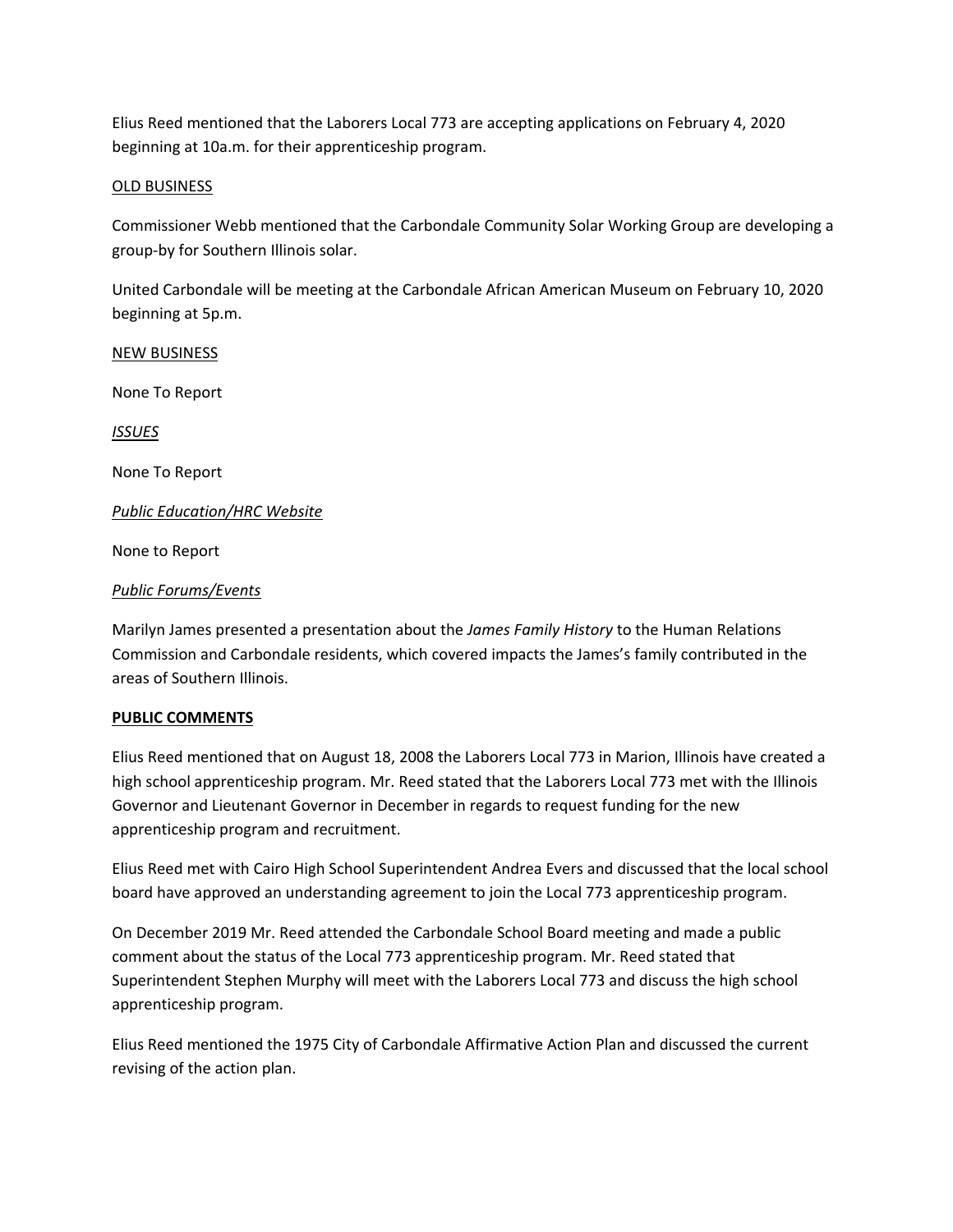Elius Reed mentioned that the Laborers Local 773 are accepting applications on February 4, 2020 beginning at 10a.m. for their apprenticeship program.

OLD BUSINESS

Commissioner Webb mentioned that the Carbondale Community Solar Working Group are developing a group-by for Southern Illinois solar.

United Carbondale will be meeting at the Carbondale African American Museum on February 10, 2020 beginning at 5p.m.

NEW BUSINESS

None To Report

*ISSUES*

None To Report

*Public Education/HRC Website*

None to Report

*Public Forums/Events*

Marilyn James presented a presentation about the *James Family History* to the Human Relations Commission and Carbondale residents, which covered impacts the James's family contributed in the areas of Southern Illinois.

**PUBLIC COMMENTS**

Elius Reed mentioned that on August 18, 2008 the Laborers Local 773 in Marion, Illinois have created a high school apprenticeship program. Mr. Reed stated that the Laborers Local 773 met with the Illinois Governor and Lieutenant Governor in December in regards to request funding for the new apprenticeship program and recruitment.

Elius Reed met with Cairo High School Superintendent Andrea Evers and discussed that the local school board have approved an understanding agreement to join the Local 773 apprenticeship program.

On December 2019 Mr. Reed attended the Carbondale School Board meeting and made a public comment about the status of the Local 773 apprenticeship program. Mr. Reed stated that Superintendent Stephen Murphy will meet with the Laborers Local 773 and discuss the high school apprenticeship program.

Elius Reed mentioned the 1975 City of Carbondale Affirmative Action Plan and discussed the current revising of the action plan.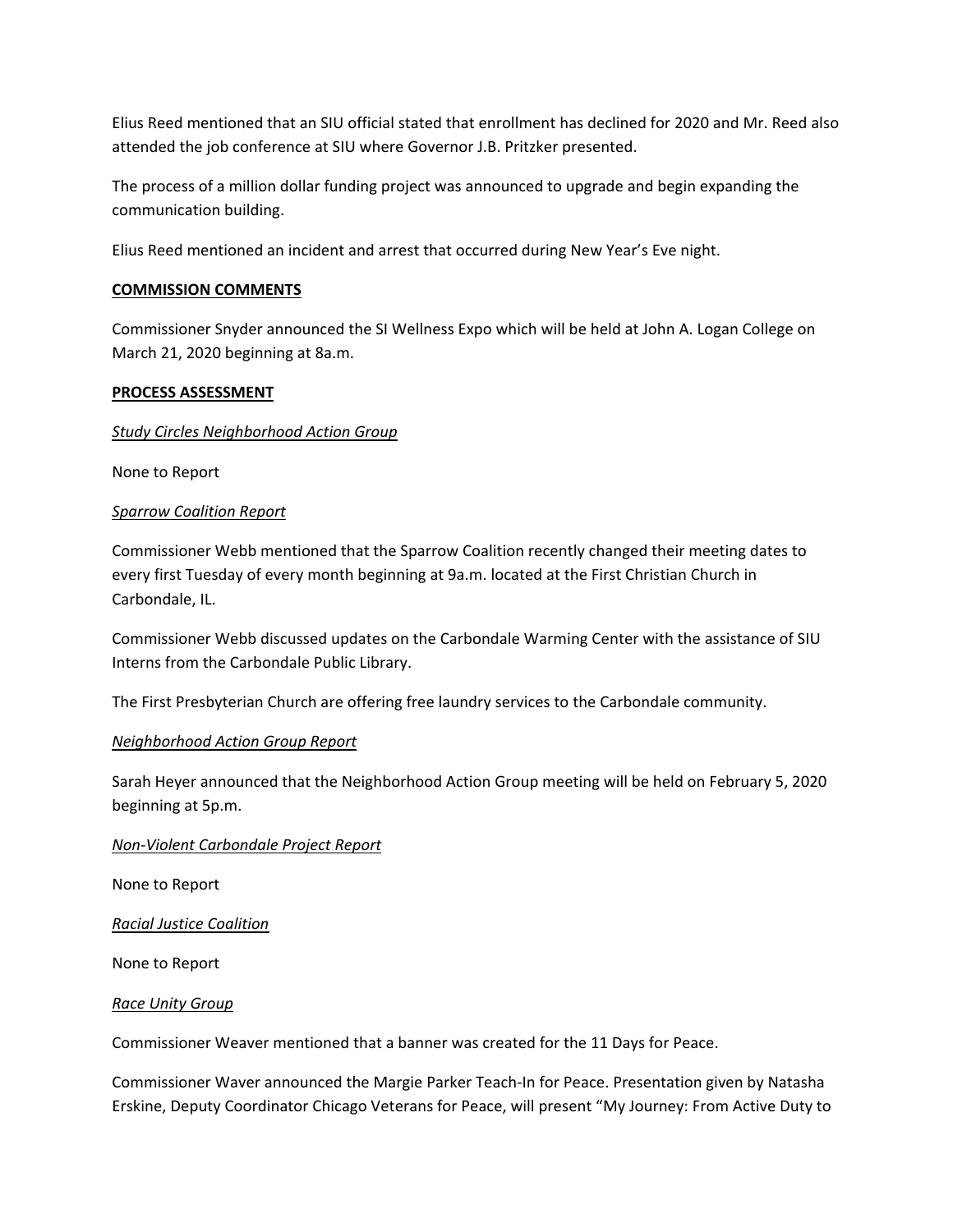Elius Reed mentioned that an SIU official stated that enrollment has declined for 2020 and Mr. Reed also attended the job conference at SIU where Governor J.B. Pritzker presented.

The process of a million dollar funding project was announced to upgrade and begin expanding the communication building.

Elius Reed mentioned an incident and arrest that occurred during New Year's Eve night.

**COMMISSION COMMENTS**

Commissioner Snyder announced the SI Wellness Expo which will be held at John A. Logan College on March 21, 2020 beginning at 8a.m.

**PROCESS ASSESSMENT**

*Study Circles Neighborhood Action Group*

None to Report

*Sparrow Coalition Report*

Commissioner Webb mentioned that the Sparrow Coalition recently changed their meeting dates to every first Tuesday of every month beginning at 9a.m. located at the First Christian Church in Carbondale, IL.

Commissioner Webb discussed updates on the Carbondale Warming Center with the assistance of SIU Interns from the Carbondale Public Library.

The First Presbyterian Church are offering free laundry services to the Carbondale community.

*Neighborhood Action Group Report*

Sarah Heyer announced that the Neighborhood Action Group meeting will be held on February 5, 2020 beginning at 5p.m.

*Non-Violent Carbondale Project Report*

None to Report

*Racial Justice Coalition*

None to Report

*Race Unity Group*

Commissioner Weaver mentioned that a banner was created for the 11 Days for Peace.

Commissioner Waver announced the Margie Parker Teach-In for Peace. Presentation given by Natasha Erskine, Deputy Coordinator Chicago Veterans for Peace, will present "My Journey: From Active Duty to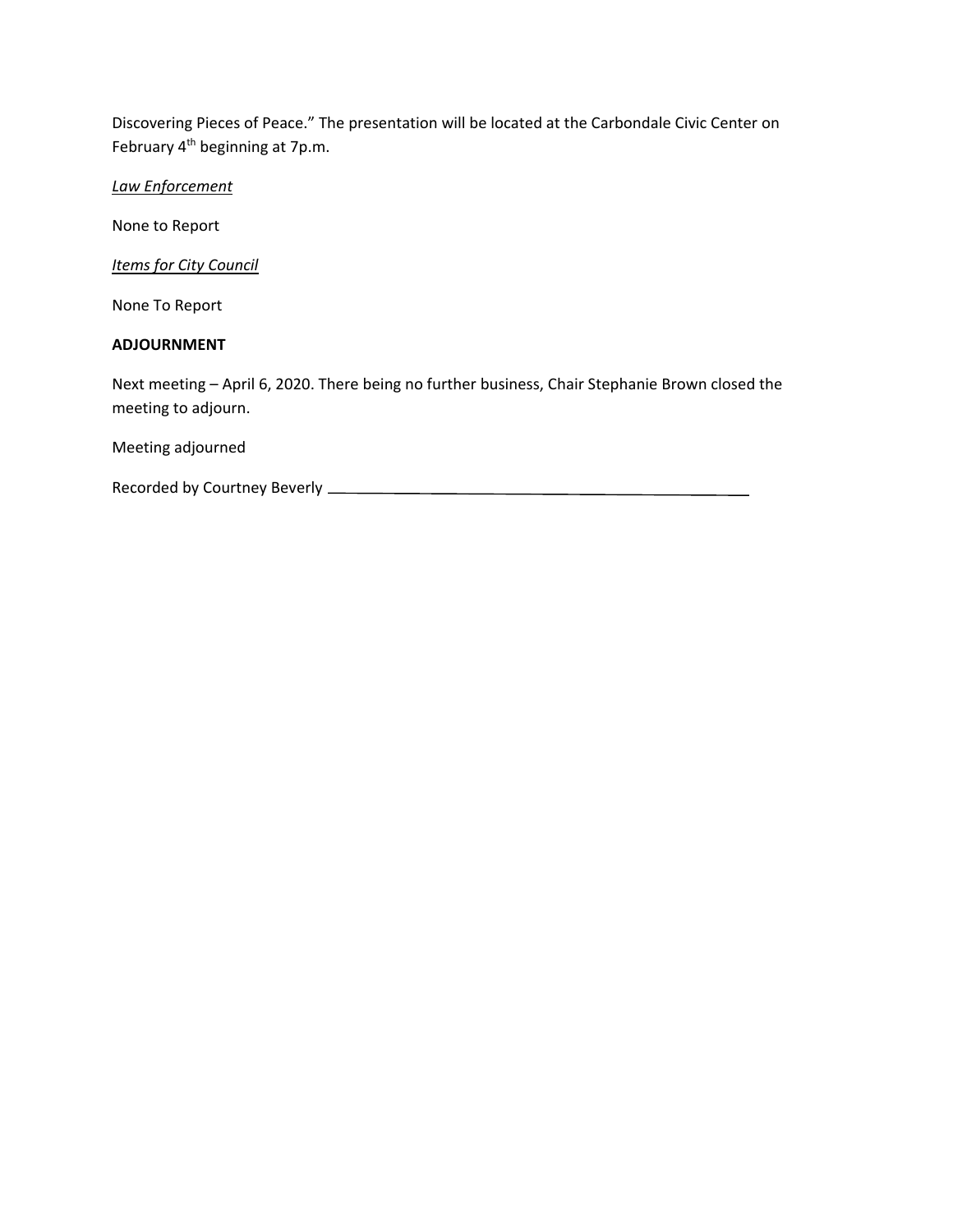Discovering Pieces of Peace." The presentation will be located at the Carbondale Civic Center on February 4th beginning at 7p.m.

*Law Enforcement*

None to Report

*Items for City Council*

None To Report

**ADJOURNMENT**

Next meeting – April 6, 2020. There being no further business, Chair Stephanie Brown closed the meeting to adjourn.

Meeting adjourned

Recorded by Courtney Beverly ___________________________________________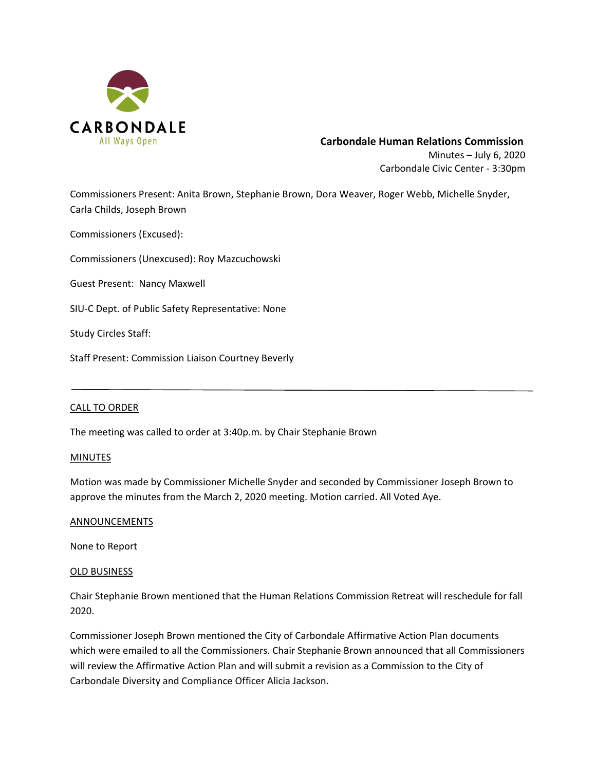CARBONDALE
All Ways Open

**Carbondale Human Relations Commission**

Minutes – July 6, 2020

Carbondale Civic Center - 3:30pm

Commissioners Present: Anita Brown, Stephanie Brown, Dora Weaver, Roger Webb, Michelle Snyder, Carla Childs, Joseph Brown

Commissioners (Excused):

Commissioners (Unexcused): Roy Mazcuchowski

Guest Present: Nancy Maxwell

SIU-C Dept. of Public Safety Representative: None

Study Circles Staff:

Staff Present: Commission Liaison Courtney Beverly

---

## CALL TO ORDER

The meeting was called to order at 3:40p.m. by Chair Stephanie Brown

## MINUTES

Motion was made by Commissioner Michelle Snyder and seconded by Commissioner Joseph Brown to approve the minutes from the March 2, 2020 meeting. Motion carried. All Voted Aye.

## ANNOUNCEMENTS

None to Report

## OLD BUSINESS

Chair Stephanie Brown mentioned that the Human Relations Commission Retreat will reschedule for fall 2020.

Commissioner Joseph Brown mentioned the City of Carbondale Affirmative Action Plan documents which were emailed to all the Commissioners. Chair Stephanie Brown announced that all Commissioners will review the Affirmative Action Plan and will submit a revision as a Commission to the City of Carbondale Diversity and Compliance Officer Alicia Jackson.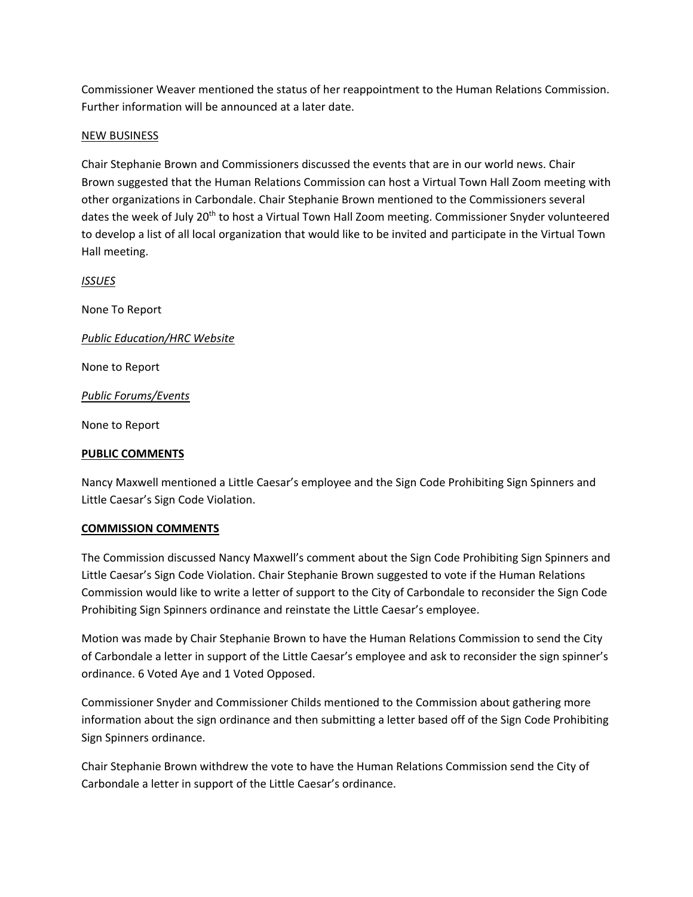Commissioner Weaver mentioned the status of her reappointment to the Human Relations Commission. Further information will be announced at a later date.

NEW BUSINESS

Chair Stephanie Brown and Commissioners discussed the events that are in our world news. Chair Brown suggested that the Human Relations Commission can host a Virtual Town Hall Zoom meeting with other organizations in Carbondale. Chair Stephanie Brown mentioned to the Commissioners several dates the week of July 20th to host a Virtual Town Hall Zoom meeting. Commissioner Snyder volunteered to develop a list of all local organization that would like to be invited and participate in the Virtual Town Hall meeting.

*ISSUES*

None To Report

*Public Education/HRC Website*

None to Report

*Public Forums/Events*

None to Report

**PUBLIC COMMENTS**

Nancy Maxwell mentioned a Little Caesar's employee and the Sign Code Prohibiting Sign Spinners and Little Caesar's Sign Code Violation.

**COMMISSION COMMENTS**

The Commission discussed Nancy Maxwell's comment about the Sign Code Prohibiting Sign Spinners and Little Caesar's Sign Code Violation. Chair Stephanie Brown suggested to vote if the Human Relations Commission would like to write a letter of support to the City of Carbondale to reconsider the Sign Code Prohibiting Sign Spinners ordinance and reinstate the Little Caesar's employee.

Motion was made by Chair Stephanie Brown to have the Human Relations Commission to send the City of Carbondale a letter in support of the Little Caesar's employee and ask to reconsider the sign spinner's ordinance. 6 Voted Aye and 1 Voted Opposed.

Commissioner Snyder and Commissioner Childs mentioned to the Commission about gathering more information about the sign ordinance and then submitting a letter based off of the Sign Code Prohibiting Sign Spinners ordinance.

Chair Stephanie Brown withdrew the vote to have the Human Relations Commission send the City of Carbondale a letter in support of the Little Caesar's ordinance.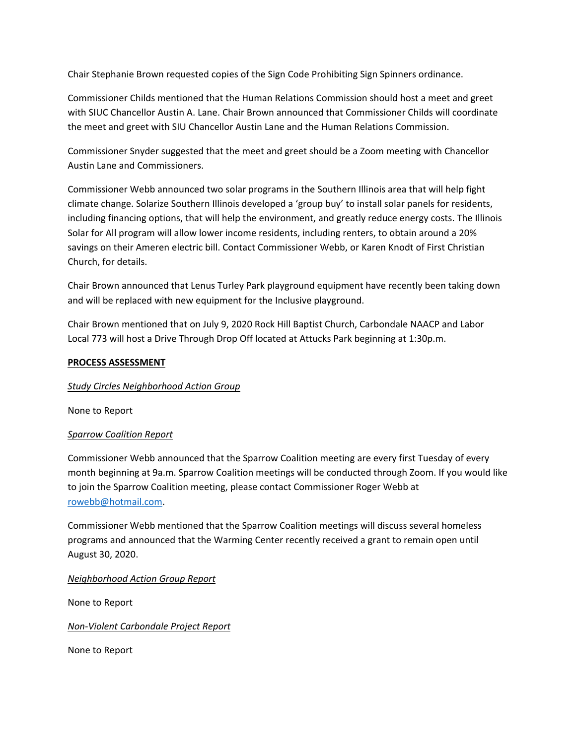Chair Stephanie Brown requested copies of the Sign Code Prohibiting Sign Spinners ordinance.

Commissioner Childs mentioned that the Human Relations Commission should host a meet and greet with SIUC Chancellor Austin A. Lane. Chair Brown announced that Commissioner Childs will coordinate the meet and greet with SIU Chancellor Austin Lane and the Human Relations Commission.

Commissioner Snyder suggested that the meet and greet should be a Zoom meeting with Chancellor Austin Lane and Commissioners.

Commissioner Webb announced two solar programs in the Southern Illinois area that will help fight climate change. Solarize Southern Illinois developed a 'group buy' to install solar panels for residents, including financing options, that will help the environment, and greatly reduce energy costs. The Illinois Solar for All program will allow lower income residents, including renters, to obtain around a 20% savings on their Ameren electric bill. Contact Commissioner Webb, or Karen Knodt of First Christian Church, for details.

Chair Brown announced that Lenus Turley Park playground equipment have recently been taking down and will be replaced with new equipment for the Inclusive playground.

Chair Brown mentioned that on July 9, 2020 Rock Hill Baptist Church, Carbondale NAACP and Labor Local 773 will host a Drive Through Drop Off located at Attucks Park beginning at 1:30p.m.

**PROCESS ASSESSMENT**

*Study Circles Neighborhood Action Group*

None to Report

*Sparrow Coalition Report*

Commissioner Webb announced that the Sparrow Coalition meeting are every first Tuesday of every month beginning at 9a.m. Sparrow Coalition meetings will be conducted through Zoom. If you would like to join the Sparrow Coalition meeting, please contact Commissioner Roger Webb at rowebb@hotmail.com.

Commissioner Webb mentioned that the Sparrow Coalition meetings will discuss several homeless programs and announced that the Warming Center recently received a grant to remain open until August 30, 2020.

*Neighborhood Action Group Report*

None to Report

*Non-Violent Carbondale Project Report*

None to Report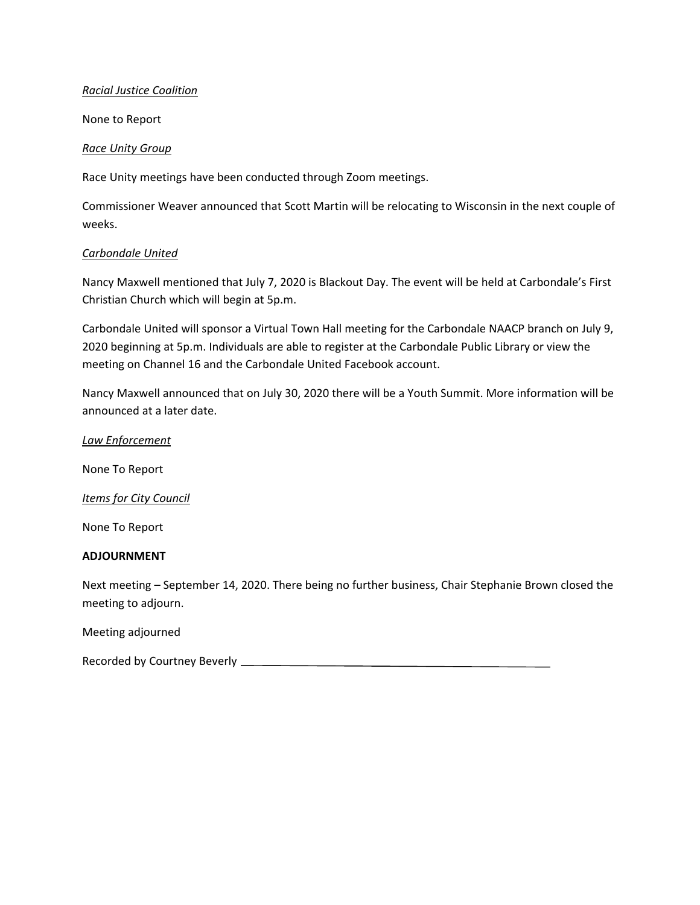*Racial Justice Coalition*

None to Report

*Race Unity Group*

Race Unity meetings have been conducted through Zoom meetings.

Commissioner Weaver announced that Scott Martin will be relocating to Wisconsin in the next couple of weeks.

*Carbondale United*

Nancy Maxwell mentioned that July 7, 2020 is Blackout Day. The event will be held at Carbondale's First Christian Church which will begin at 5p.m.

Carbondale United will sponsor a Virtual Town Hall meeting for the Carbondale NAACP branch on July 9, 2020 beginning at 5p.m. Individuals are able to register at the Carbondale Public Library or view the meeting on Channel 16 and the Carbondale United Facebook account.

Nancy Maxwell announced that on July 30, 2020 there will be a Youth Summit. More information will be announced at a later date.

*Law Enforcement*

None To Report

*Items for City Council*

None To Report

**ADJOURNMENT**

Next meeting – September 14, 2020. There being no further business, Chair Stephanie Brown closed the meeting to adjourn.

Meeting adjourned

Recorded by Courtney Beverly ____________________________________________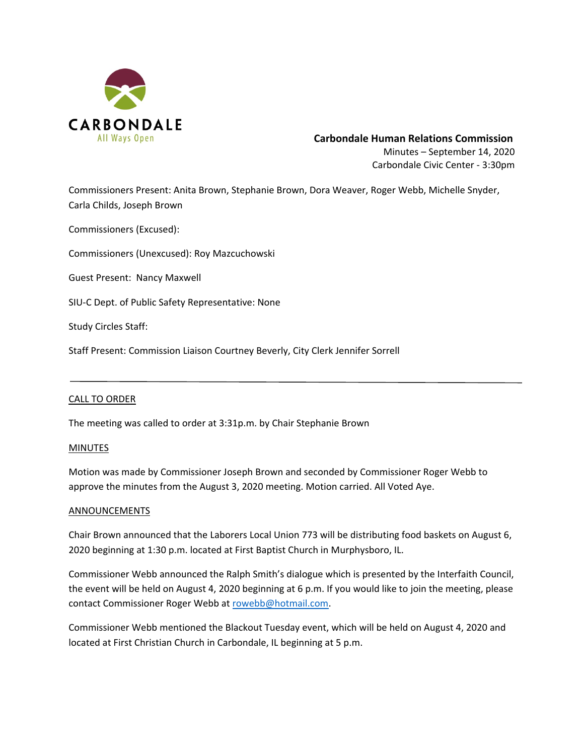CARBONDALE
All Ways Open

**Carbondale Human Relations Commission**
Minutes – September 14, 2020
Carbondale Civic Center - 3:30pm

Commissioners Present: Anita Brown, Stephanie Brown, Dora Weaver, Roger Webb, Michelle Snyder, Carla Childs, Joseph Brown

Commissioners (Excused):

Commissioners (Unexcused): Roy Mazcuchowski

Guest Present: Nancy Maxwell

SIU-C Dept. of Public Safety Representative: None

Study Circles Staff:

Staff Present: Commission Liaison Courtney Beverly, City Clerk Jennifer Sorrell

---

CALL TO ORDER

The meeting was called to order at 3:31p.m. by Chair Stephanie Brown

MINUTES

Motion was made by Commissioner Joseph Brown and seconded by Commissioner Roger Webb to approve the minutes from the August 3, 2020 meeting. Motion carried. All Voted Aye.

ANNOUNCEMENTS

Chair Brown announced that the Laborers Local Union 773 will be distributing food baskets on August 6, 2020 beginning at 1:30 p.m. located at First Baptist Church in Murphysboro, IL.

Commissioner Webb announced the Ralph Smith's dialogue which is presented by the Interfaith Council, the event will be held on August 4, 2020 beginning at 6 p.m. If you would like to join the meeting, please contact Commissioner Roger Webb at rowebb@hotmail.com.

Commissioner Webb mentioned the Blackout Tuesday event, which will be held on August 4, 2020 and located at First Christian Church in Carbondale, IL beginning at 5 p.m.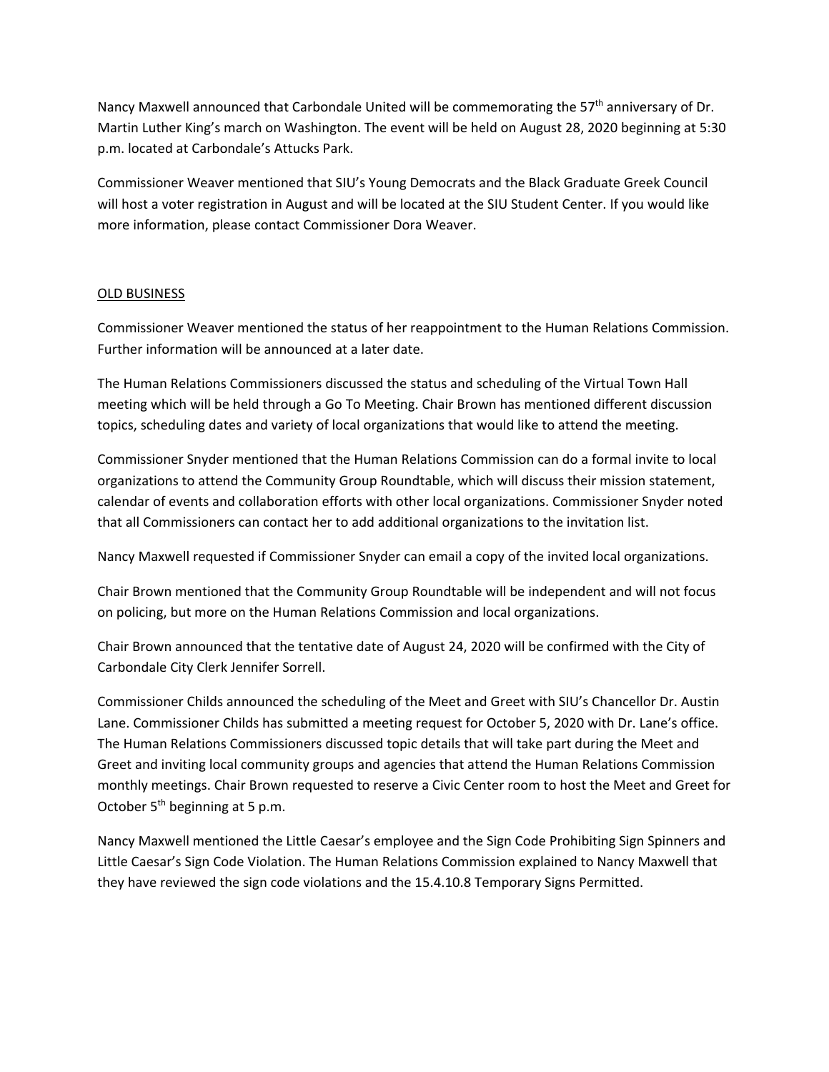Nancy Maxwell announced that Carbondale United will be commemorating the 57th anniversary of Dr. Martin Luther King's march on Washington. The event will be held on August 28, 2020 beginning at 5:30 p.m. located at Carbondale's Attucks Park.

Commissioner Weaver mentioned that SIU's Young Democrats and the Black Graduate Greek Council will host a voter registration in August and will be located at the SIU Student Center. If you would like more information, please contact Commissioner Dora Weaver.

## OLD BUSINESS

Commissioner Weaver mentioned the status of her reappointment to the Human Relations Commission. Further information will be announced at a later date.

The Human Relations Commissioners discussed the status and scheduling of the Virtual Town Hall meeting which will be held through a Go To Meeting. Chair Brown has mentioned different discussion topics, scheduling dates and variety of local organizations that would like to attend the meeting.

Commissioner Snyder mentioned that the Human Relations Commission can do a formal invite to local organizations to attend the Community Group Roundtable, which will discuss their mission statement, calendar of events and collaboration efforts with other local organizations. Commissioner Snyder noted that all Commissioners can contact her to add additional organizations to the invitation list.

Nancy Maxwell requested if Commissioner Snyder can email a copy of the invited local organizations.

Chair Brown mentioned that the Community Group Roundtable will be independent and will not focus on policing, but more on the Human Relations Commission and local organizations.

Chair Brown announced that the tentative date of August 24, 2020 will be confirmed with the City of Carbondale City Clerk Jennifer Sorrell.

Commissioner Childs announced the scheduling of the Meet and Greet with SIU's Chancellor Dr. Austin Lane. Commissioner Childs has submitted a meeting request for October 5, 2020 with Dr. Lane's office. The Human Relations Commissioners discussed topic details that will take part during the Meet and Greet and inviting local community groups and agencies that attend the Human Relations Commission monthly meetings. Chair Brown requested to reserve a Civic Center room to host the Meet and Greet for October 5th beginning at 5 p.m.

Nancy Maxwell mentioned the Little Caesar's employee and the Sign Code Prohibiting Sign Spinners and Little Caesar's Sign Code Violation. The Human Relations Commission explained to Nancy Maxwell that they have reviewed the sign code violations and the 15.4.10.8 Temporary Signs Permitted.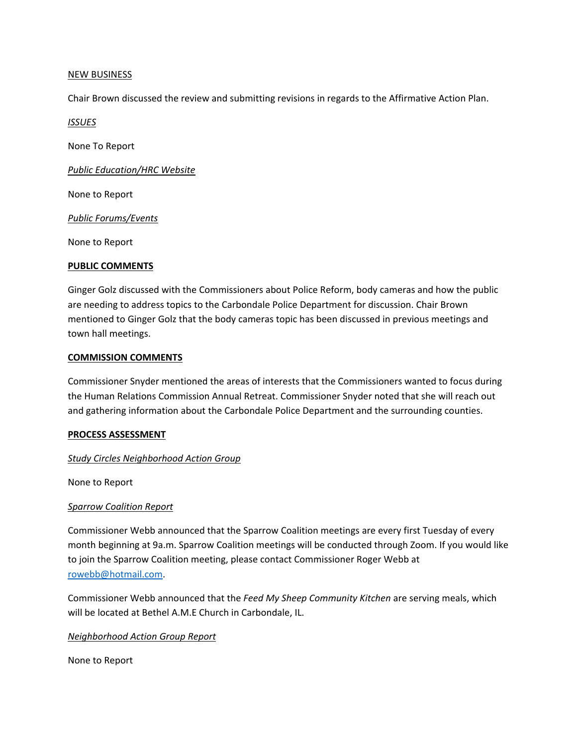<u>NEW BUSINESS</u>

Chair Brown discussed the review and submitting revisions in regards to the Affirmative Action Plan.

*<u>ISSUES</u>*

None To Report

*<u>Public Education/HRC Website</u>*

None to Report

*<u>Public Forums/Events</u>*

None to Report

**PUBLIC COMMENTS**

Ginger Golz discussed with the Commissioners about Police Reform, body cameras and how the public are needing to address topics to the Carbondale Police Department for discussion. Chair Brown mentioned to Ginger Golz that the body cameras topic has been discussed in previous meetings and town hall meetings.

**COMMISSION COMMENTS**

Commissioner Snyder mentioned the areas of interests that the Commissioners wanted to focus during the Human Relations Commission Annual Retreat. Commissioner Snyder noted that she will reach out and gathering information about the Carbondale Police Department and the surrounding counties.

**PROCESS ASSESSMENT**

*<u>Study Circles Neighborhood Action Group</u>*

None to Report

*<u>Sparrow Coalition Report</u>*

Commissioner Webb announced that the Sparrow Coalition meetings are every first Tuesday of every month beginning at 9a.m. Sparrow Coalition meetings will be conducted through Zoom. If you would like to join the Sparrow Coalition meeting, please contact Commissioner Roger Webb at rowebb@hotmail.com.

Commissioner Webb announced that the *Feed My Sheep Community Kitchen* are serving meals, which will be located at Bethel A.M.E Church in Carbondale, IL.

*<u>Neighborhood Action Group Report</u>*

None to Report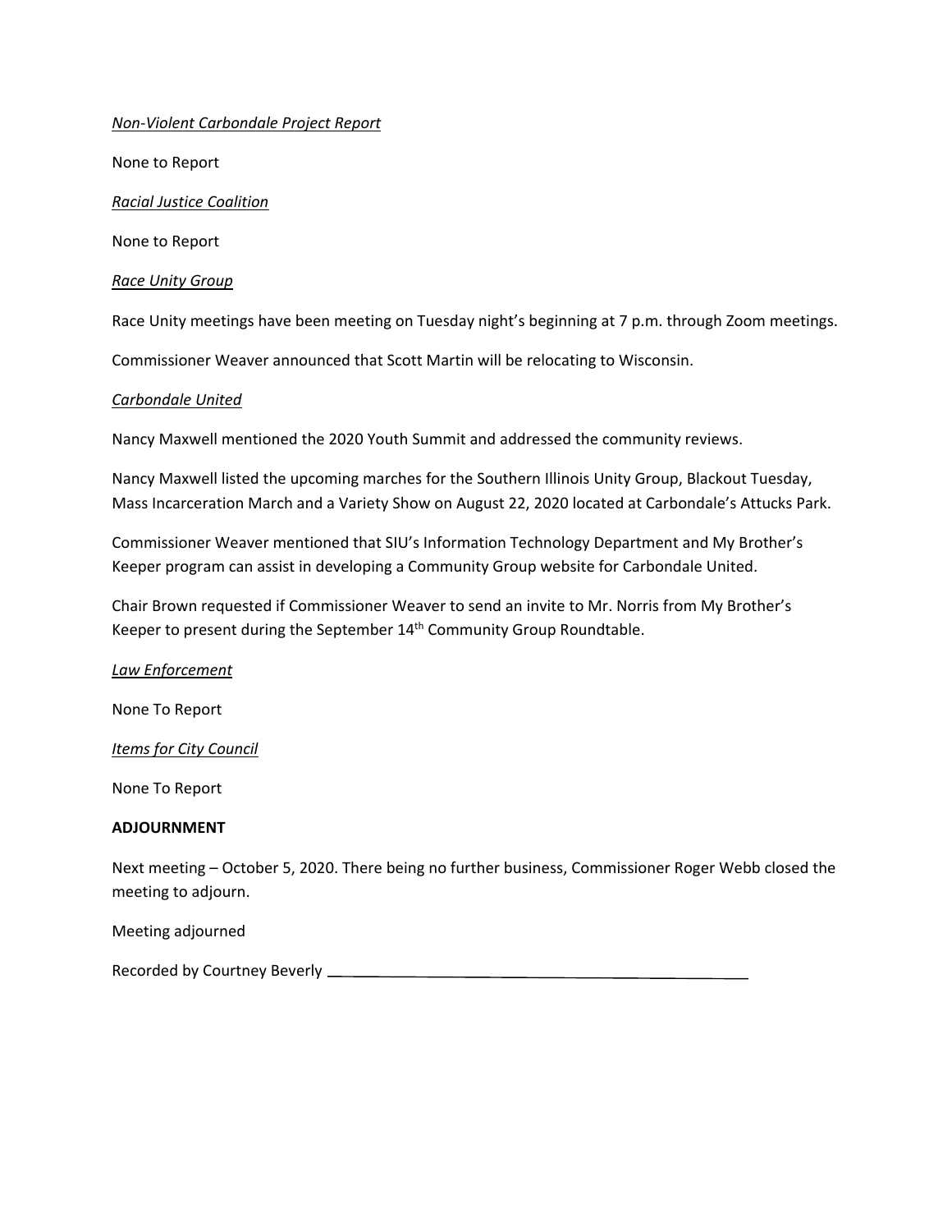*Non-Violent Carbondale Project Report*

None to Report

*Racial Justice Coalition*

None to Report

*Race Unity Group*

Race Unity meetings have been meeting on Tuesday night's beginning at 7 p.m. through Zoom meetings.

Commissioner Weaver announced that Scott Martin will be relocating to Wisconsin.

*Carbondale United*

Nancy Maxwell mentioned the 2020 Youth Summit and addressed the community reviews.

Nancy Maxwell listed the upcoming marches for the Southern Illinois Unity Group, Blackout Tuesday, Mass Incarceration March and a Variety Show on August 22, 2020 located at Carbondale's Attucks Park.

Commissioner Weaver mentioned that SIU's Information Technology Department and My Brother's Keeper program can assist in developing a Community Group website for Carbondale United.

Chair Brown requested if Commissioner Weaver to send an invite to Mr. Norris from My Brother's Keeper to present during the September 14th Community Group Roundtable.

*Law Enforcement*

None To Report

*Items for City Council*

None To Report

**ADJOURNMENT**

Next meeting – October 5, 2020. There being no further business, Commissioner Roger Webb closed the meeting to adjourn.

Meeting adjourned

Recorded by Courtney Beverly ____________________________________________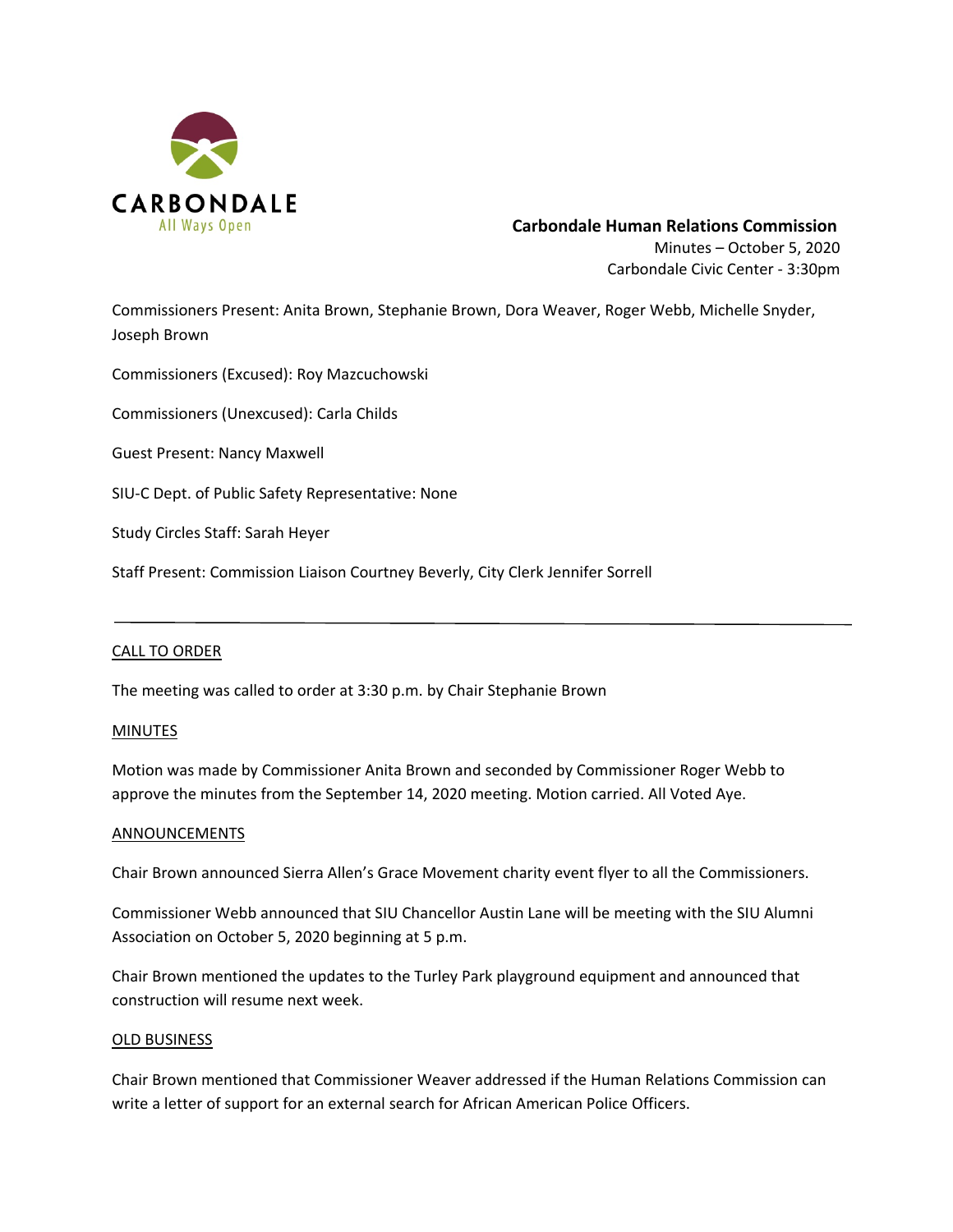CARBONDALE
All Ways Open

**Carbondale Human Relations Commission**

Minutes – October 5, 2020

Carbondale Civic Center - 3:30pm

Commissioners Present: Anita Brown, Stephanie Brown, Dora Weaver, Roger Webb, Michelle Snyder, Joseph Brown

Commissioners (Excused): Roy Mazcuchowski

Commissioners (Unexcused): Carla Childs

Guest Present: Nancy Maxwell

SIU-C Dept. of Public Safety Representative: None

Study Circles Staff: Sarah Heyer

Staff Present: Commission Liaison Courtney Beverly, City Clerk Jennifer Sorrell

---

## CALL TO ORDER

The meeting was called to order at 3:30 p.m. by Chair Stephanie Brown

## MINUTES

Motion was made by Commissioner Anita Brown and seconded by Commissioner Roger Webb to approve the minutes from the September 14, 2020 meeting. Motion carried. All Voted Aye.

## ANNOUNCEMENTS

Chair Brown announced Sierra Allen's Grace Movement charity event flyer to all the Commissioners.

Commissioner Webb announced that SIU Chancellor Austin Lane will be meeting with the SIU Alumni Association on October 5, 2020 beginning at 5 p.m.

Chair Brown mentioned the updates to the Turley Park playground equipment and announced that construction will resume next week.

## OLD BUSINESS

Chair Brown mentioned that Commissioner Weaver addressed if the Human Relations Commission can write a letter of support for an external search for African American Police Officers.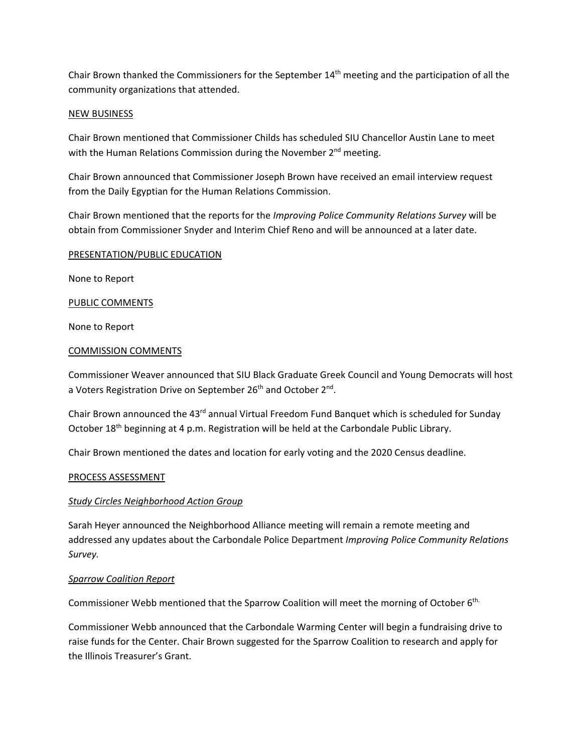Chair Brown thanked the Commissioners for the September 14th meeting and the participation of all the community organizations that attended.

NEW BUSINESS

Chair Brown mentioned that Commissioner Childs has scheduled SIU Chancellor Austin Lane to meet with the Human Relations Commission during the November 2nd meeting.

Chair Brown announced that Commissioner Joseph Brown have received an email interview request from the Daily Egyptian for the Human Relations Commission.

Chair Brown mentioned that the reports for the *Improving Police Community Relations Survey* will be obtain from Commissioner Snyder and Interim Chief Reno and will be announced at a later date.

PRESENTATION/PUBLIC EDUCATION

None to Report

PUBLIC COMMENTS

None to Report

COMMISSION COMMENTS

Commissioner Weaver announced that SIU Black Graduate Greek Council and Young Democrats will host a Voters Registration Drive on September 26th and October 2nd.

Chair Brown announced the 43rd annual Virtual Freedom Fund Banquet which is scheduled for Sunday October 18th beginning at 4 p.m. Registration will be held at the Carbondale Public Library.

Chair Brown mentioned the dates and location for early voting and the 2020 Census deadline.

PROCESS ASSESSMENT

*Study Circles Neighborhood Action Group*

Sarah Heyer announced the Neighborhood Alliance meeting will remain a remote meeting and addressed any updates about the Carbondale Police Department *Improving Police Community Relations Survey.*

*Sparrow Coalition Report*

Commissioner Webb mentioned that the Sparrow Coalition will meet the morning of October 6th.

Commissioner Webb announced that the Carbondale Warming Center will begin a fundraising drive to raise funds for the Center. Chair Brown suggested for the Sparrow Coalition to research and apply for the Illinois Treasurer's Grant.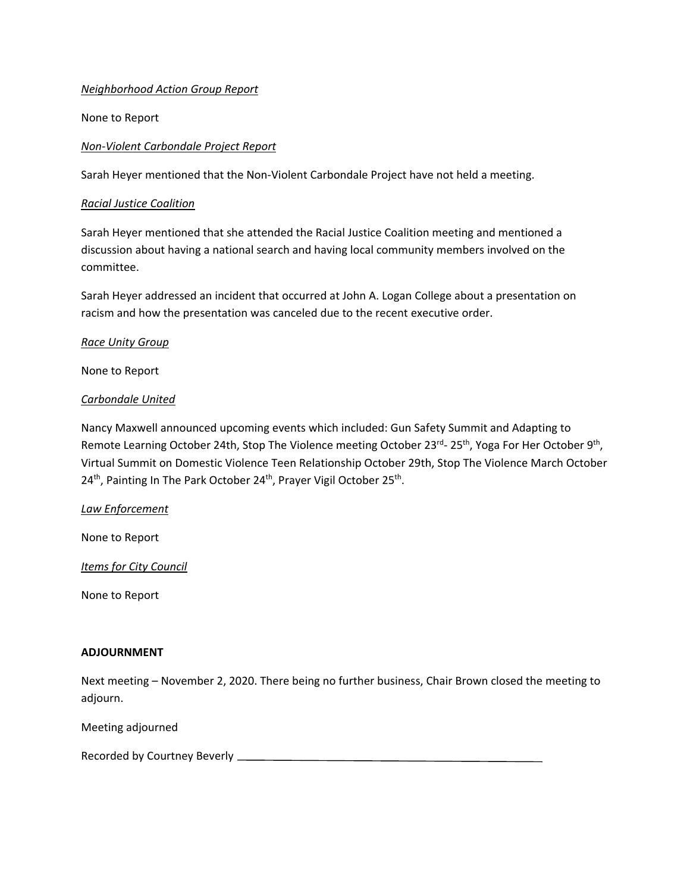*Neighborhood Action Group Report*

None to Report

*Non-Violent Carbondale Project Report*

Sarah Heyer mentioned that the Non-Violent Carbondale Project have not held a meeting.

*Racial Justice Coalition*

Sarah Heyer mentioned that she attended the Racial Justice Coalition meeting and mentioned a discussion about having a national search and having local community members involved on the committee.

Sarah Heyer addressed an incident that occurred at John A. Logan College about a presentation on racism and how the presentation was canceled due to the recent executive order.

*Race Unity Group*

None to Report

*Carbondale United*

Nancy Maxwell announced upcoming events which included: Gun Safety Summit and Adapting to Remote Learning October 24th, Stop The Violence meeting October 23rd- 25th, Yoga For Her October 9th, Virtual Summit on Domestic Violence Teen Relationship October 29th, Stop The Violence March October 24th, Painting In The Park October 24th, Prayer Vigil October 25th.

*Law Enforcement*

None to Report

*Items for City Council*

None to Report

**ADJOURNMENT**

Next meeting – November 2, 2020. There being no further business, Chair Brown closed the meeting to adjourn.

Meeting adjourned

Recorded by Courtney Beverly ______________________________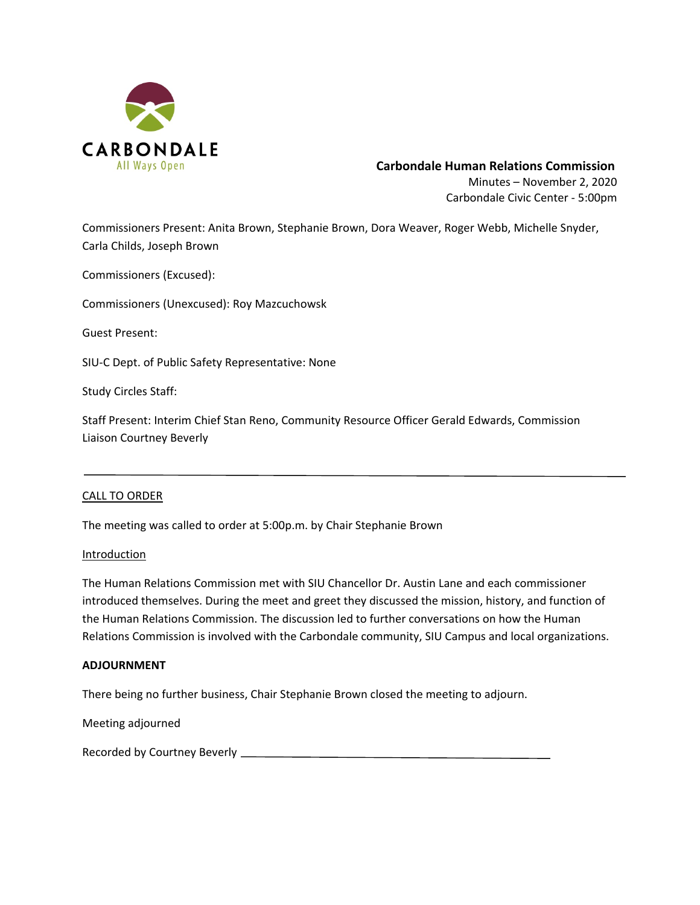CARBONDALE
All Ways Open

**Carbondale Human Relations Commission**

Minutes – November 2, 2020

Carbondale Civic Center - 5:00pm

Commissioners Present: Anita Brown, Stephanie Brown, Dora Weaver, Roger Webb, Michelle Snyder, Carla Childs, Joseph Brown

Commissioners (Excused):

Commissioners (Unexcused): Roy Mazcuchowsk

Guest Present:

SIU-C Dept. of Public Safety Representative: None

Study Circles Staff:

Staff Present: Interim Chief Stan Reno, Community Resource Officer Gerald Edwards, Commission Liaison Courtney Beverly

---

CALL TO ORDER

The meeting was called to order at 5:00p.m. by Chair Stephanie Brown

Introduction

The Human Relations Commission met with SIU Chancellor Dr. Austin Lane and each commissioner introduced themselves. During the meet and greet they discussed the mission, history, and function of the Human Relations Commission. The discussion led to further conversations on how the Human Relations Commission is involved with the Carbondale community, SIU Campus and local organizations.

**ADJOURNMENT**

There being no further business, Chair Stephanie Brown closed the meeting to adjourn.

Meeting adjourned

Recorded by Courtney Beverly ______________________________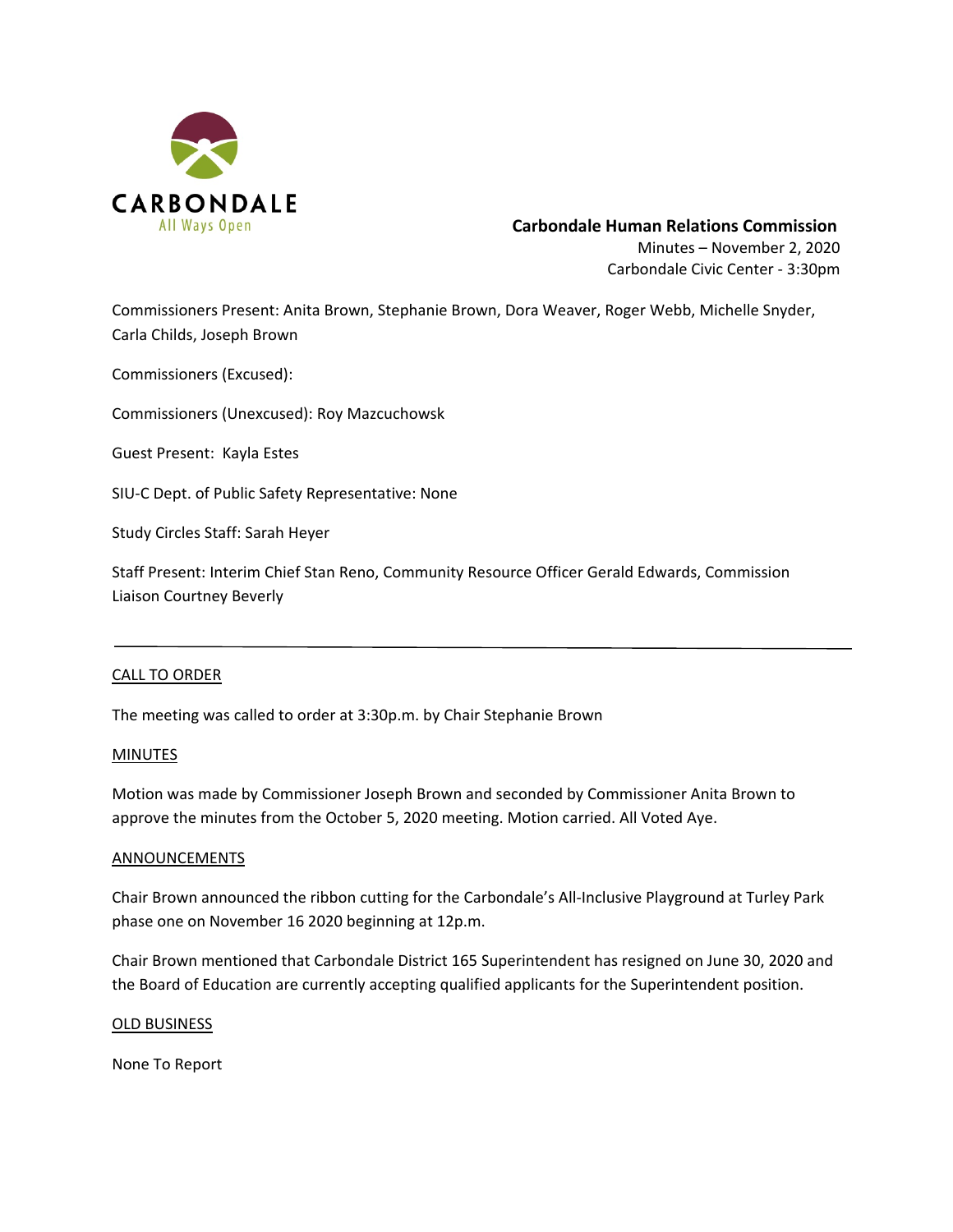CARBONDALE
All Ways Open

**Carbondale Human Relations Commission**

Minutes – November 2, 2020

Carbondale Civic Center - 3:30pm

Commissioners Present: Anita Brown, Stephanie Brown, Dora Weaver, Roger Webb, Michelle Snyder, Carla Childs, Joseph Brown

Commissioners (Excused):

Commissioners (Unexcused): Roy Mazcuchowsk

Guest Present: Kayla Estes

SIU-C Dept. of Public Safety Representative: None

Study Circles Staff: Sarah Heyer

Staff Present: Interim Chief Stan Reno, Community Resource Officer Gerald Edwards, Commission Liaison Courtney Beverly

---

CALL TO ORDER

The meeting was called to order at 3:30p.m. by Chair Stephanie Brown

MINUTES

Motion was made by Commissioner Joseph Brown and seconded by Commissioner Anita Brown to approve the minutes from the October 5, 2020 meeting. Motion carried. All Voted Aye.

ANNOUNCEMENTS

Chair Brown announced the ribbon cutting for the Carbondale's All-Inclusive Playground at Turley Park phase one on November 16 2020 beginning at 12p.m.

Chair Brown mentioned that Carbondale District 165 Superintendent has resigned on June 30, 2020 and the Board of Education are currently accepting qualified applicants for the Superintendent position.

OLD BUSINESS

None To Report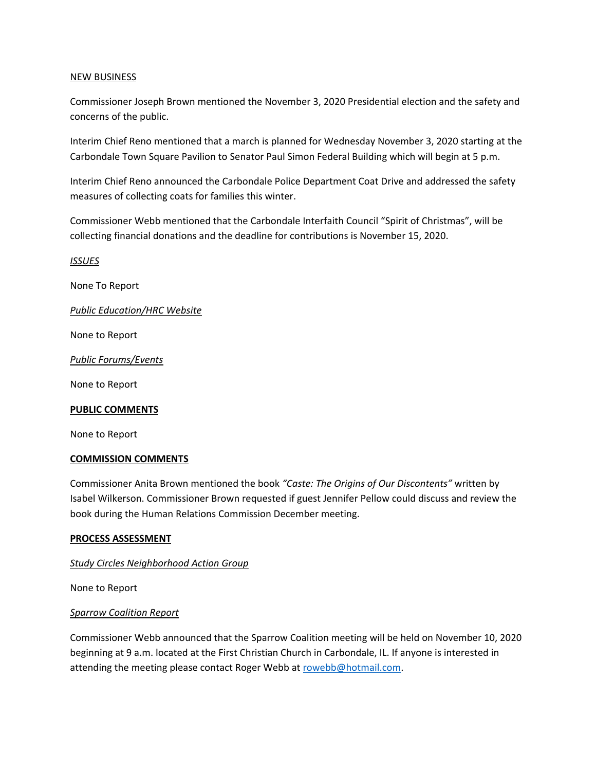<u>NEW BUSINESS</u>

Commissioner Joseph Brown mentioned the November 3, 2020 Presidential election and the safety and concerns of the public.

Interim Chief Reno mentioned that a march is planned for Wednesday November 3, 2020 starting at the Carbondale Town Square Pavilion to Senator Paul Simon Federal Building which will begin at 5 p.m.

Interim Chief Reno announced the Carbondale Police Department Coat Drive and addressed the safety measures of collecting coats for families this winter.

Commissioner Webb mentioned that the Carbondale Interfaith Council "Spirit of Christmas", will be collecting financial donations and the deadline for contributions is November 15, 2020.

*<u>ISSUES</u>*

None To Report

*<u>Public Education/HRC Website</u>*

None to Report

*<u>Public Forums/Events</u>*

None to Report

**<u>PUBLIC COMMENTS</u>**

None to Report

**<u>COMMISSION COMMENTS</u>**

Commissioner Anita Brown mentioned the book *"Caste: The Origins of Our Discontents"* written by Isabel Wilkerson. Commissioner Brown requested if guest Jennifer Pellow could discuss and review the book during the Human Relations Commission December meeting.

**<u>PROCESS ASSESSMENT</u>**

*<u>Study Circles Neighborhood Action Group</u>*

None to Report

*<u>Sparrow Coalition Report</u>*

Commissioner Webb announced that the Sparrow Coalition meeting will be held on November 10, 2020 beginning at 9 a.m. located at the First Christian Church in Carbondale, IL. If anyone is interested in attending the meeting please contact Roger Webb at rowebb@hotmail.com.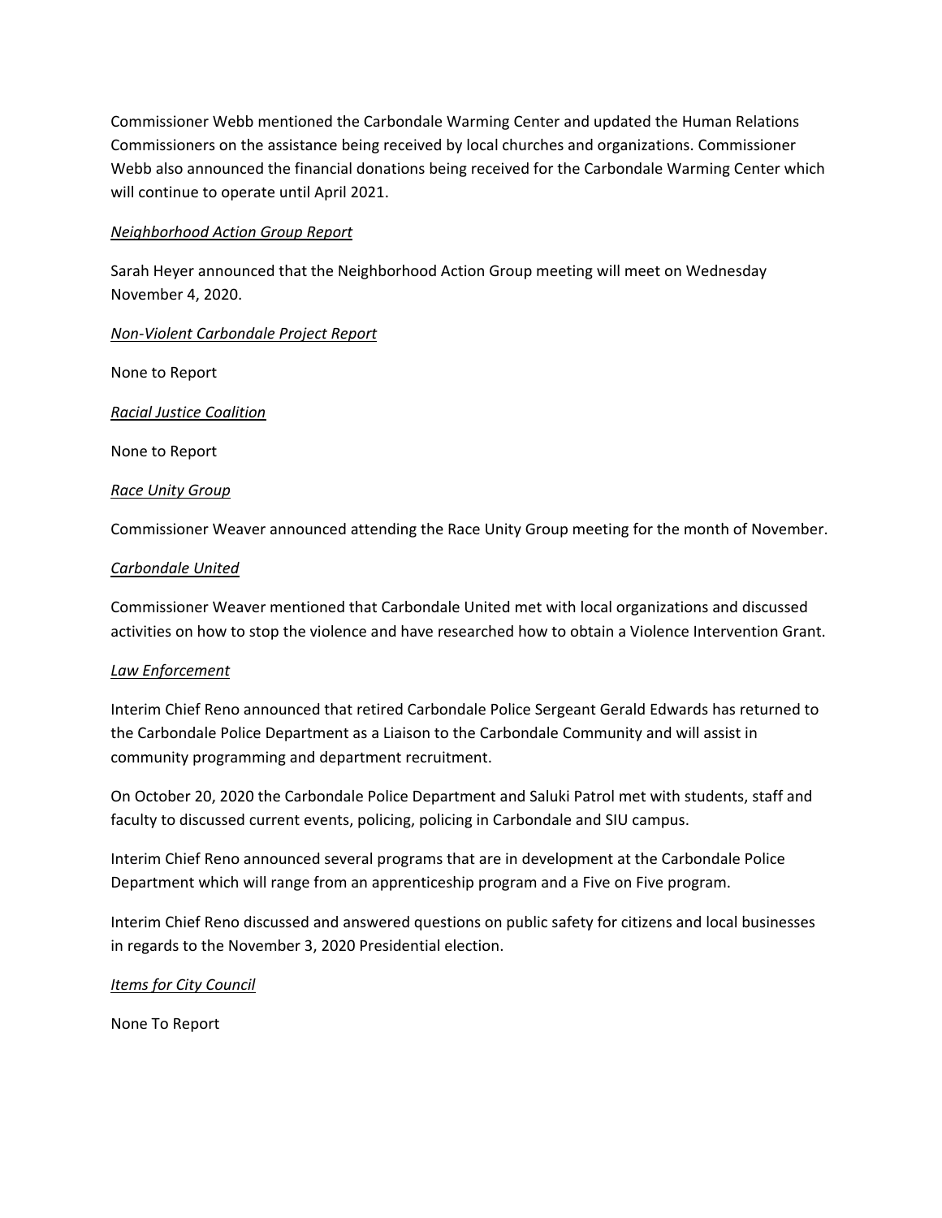Commissioner Webb mentioned the Carbondale Warming Center and updated the Human Relations Commissioners on the assistance being received by local churches and organizations. Commissioner Webb also announced the financial donations being received for the Carbondale Warming Center which will continue to operate until April 2021.

*Neighborhood Action Group Report*

Sarah Heyer announced that the Neighborhood Action Group meeting will meet on Wednesday November 4, 2020.

*Non-Violent Carbondale Project Report*

None to Report

*Racial Justice Coalition*

None to Report

*Race Unity Group*

Commissioner Weaver announced attending the Race Unity Group meeting for the month of November.

*Carbondale United*

Commissioner Weaver mentioned that Carbondale United met with local organizations and discussed activities on how to stop the violence and have researched how to obtain a Violence Intervention Grant.

*Law Enforcement*

Interim Chief Reno announced that retired Carbondale Police Sergeant Gerald Edwards has returned to the Carbondale Police Department as a Liaison to the Carbondale Community and will assist in community programming and department recruitment.

On October 20, 2020 the Carbondale Police Department and Saluki Patrol met with students, staff and faculty to discussed current events, policing, policing in Carbondale and SIU campus.

Interim Chief Reno announced several programs that are in development at the Carbondale Police Department which will range from an apprenticeship program and a Five on Five program.

Interim Chief Reno discussed and answered questions on public safety for citizens and local businesses in regards to the November 3, 2020 Presidential election.

*Items for City Council*

None To Report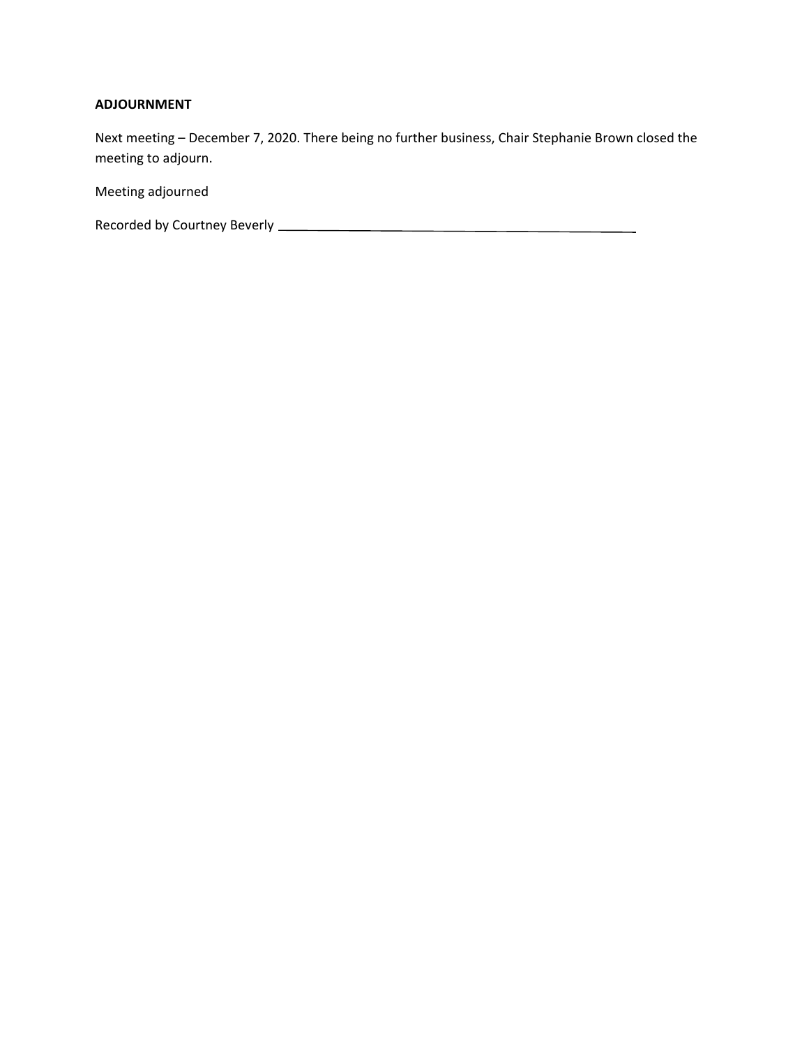**ADJOURNMENT**

Next meeting – December 7, 2020. There being no further business, Chair Stephanie Brown closed the meeting to adjourn.

Meeting adjourned

Recorded by Courtney Beverly ______________________________________________